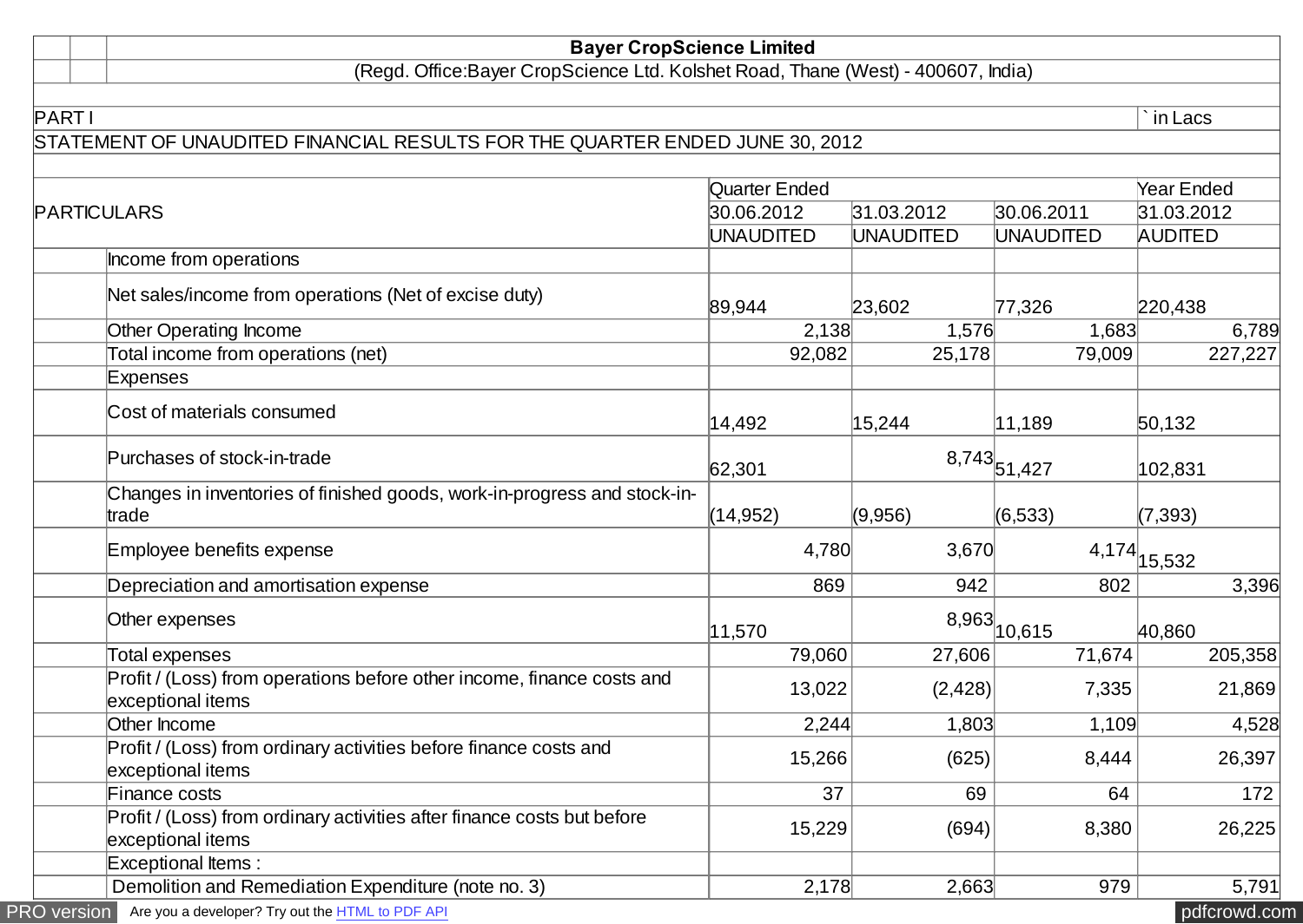**Bayer CropScience Limited**

(Regd. Office:Bayer CropScience Ltd. Kolshet Road, Thane (West) - 400607, India)

PART I ` in Lacs

STATEMENT OF UNAUDITED FINANCIAL RESULTS FOR THE QUARTER ENDED JUNE 30, 2012

| PARTICULARS | Quarter Ended | | | Year Ended |
|---|---|---|---|---|
| | 30.06.2012 | 31.03.2012 | 30.06.2011 | 31.03.2012 |
| | UNAUDITED | UNAUDITED | UNAUDITED | AUDITED |
| Income from operations | | | | |
| Net sales/income from operations (Net of excise duty) | 89,944 | 23,602 | 77,326 | 220,438 |
| Other Operating Income | 2,138 | 1,576 | 1,683 | 6,789 |
| Total income from operations (net) | 92,082 | 25,178 | 79,009 | 227,227 |
| Expenses | | | | |
| Cost of materials consumed | 14,492 | 15,244 | 11,189 | 50,132 |
| Purchases of stock-in-trade | 62,301 | 8,743 | 51,427 | 102,831 |
| Changes in inventories of finished goods, work-in-progress and stock-in-trade | (14,952) | (9,956) | (6,533) | (7,393) |
| Employee benefits expense | 4,780 | 3,670 | 4,174 | 15,532 |
| Depreciation and amortisation expense | 869 | 942 | 802 | 3,396 |
| Other expenses | 11,570 | 8,963 | 10,615 | 40,860 |
| Total expenses | 79,060 | 27,606 | 71,674 | 205,358 |
| Profit / (Loss) from operations before other income, finance costs and exceptional items | 13,022 | (2,428) | 7,335 | 21,869 |
| Other Income | 2,244 | 1,803 | 1,109 | 4,528 |
| Profit / (Loss) from ordinary activities before finance costs and exceptional items | 15,266 | (625) | 8,444 | 26,397 |
| Finance costs | 37 | 69 | 64 | 172 |
| Profit / (Loss) from ordinary activities after finance costs but before exceptional items | 15,229 | (694) | 8,380 | 26,225 |
| Exceptional Items : | | | | |
| Demolition and Remediation Expenditure (note no. 3) | 2,178 | 2,663 | 979 | 5,791 |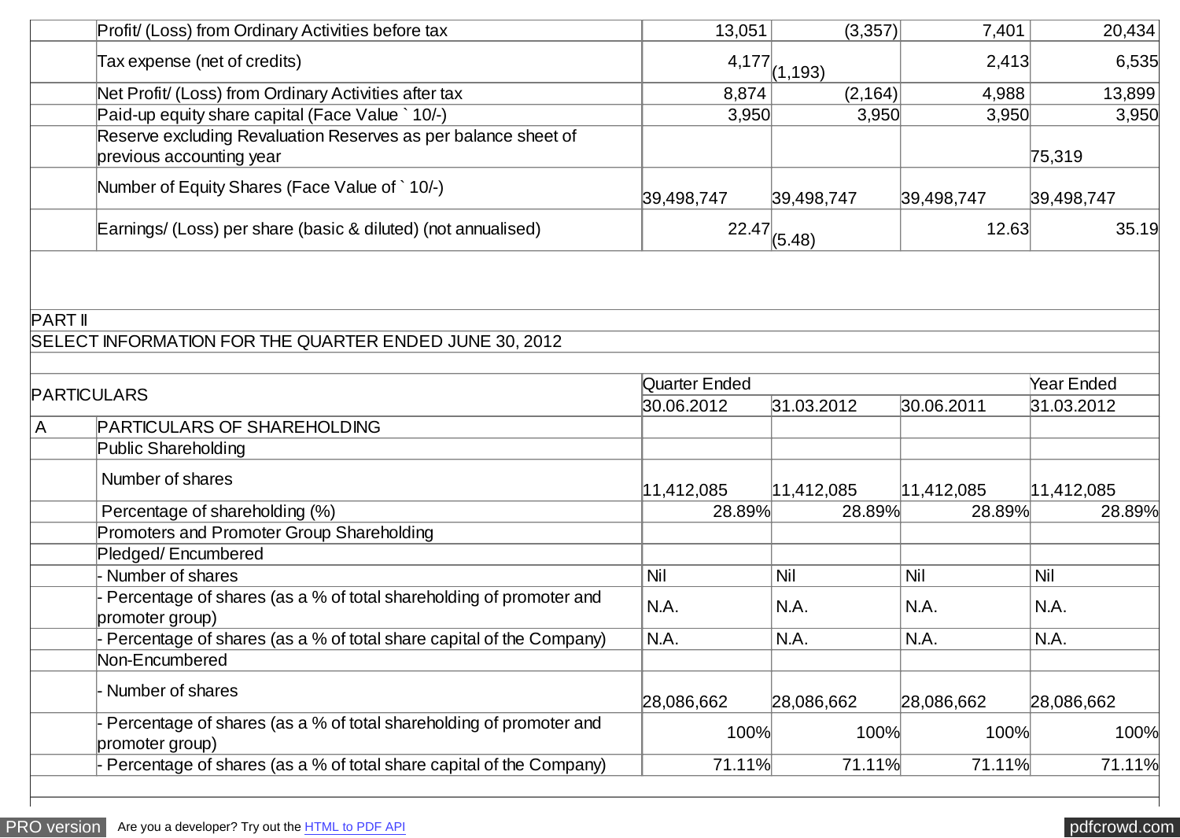| | | | | | |
|---|---|---|---|---|---|
| | Profit/ (Loss) from Ordinary Activities before tax | 13,051 | (3,357) | 7,401 | 20,434 |
| | Tax expense (net of credits) | 4,177 | (1,193) | 2,413 | 6,535 |
| | Net Profit/ (Loss) from Ordinary Activities after tax | 8,874 | (2,164) | 4,988 | 13,899 |
| | Paid-up equity share capital (Face Value ` 10/-) | 3,950 | 3,950 | 3,950 | 3,950 |
| | Reserve excluding Revaluation Reserves as per balance sheet of previous accounting year | | | | 75,319 |
| | Number of Equity Shares (Face Value of ` 10/-) | 39,498,747 | 39,498,747 | 39,498,747 | 39,498,747 |
| | Earnings/ (Loss) per share (basic & diluted) (not annualised) | 22.47 | (5.48) | 12.63 | 35.19 |

PART II

SELECT INFORMATION FOR THE QUARTER ENDED JUNE 30, 2012

| PARTICULARS | | Quarter Ended | | | Year Ended |
|---|---|---|---|---|---|
| | | 30.06.2012 | 31.03.2012 | 30.06.2011 | 31.03.2012 |
| A | PARTICULARS OF SHAREHOLDING | | | | |
| | Public Shareholding | | | | |
| | Number of shares | 11,412,085 | 11,412,085 | 11,412,085 | 11,412,085 |
| | Percentage of shareholding (%) | 28.89% | 28.89% | 28.89% | 28.89% |
| | Promoters and Promoter Group Shareholding | | | | |
| | Pledged/ Encumbered | | | | |
| | - Number of shares | Nil | Nil | Nil | Nil |
| | - Percentage of shares (as a % of total shareholding of promoter and promoter group) | N.A. | N.A. | N.A. | N.A. |
| | - Percentage of shares (as a % of total share capital of the Company) | N.A. | N.A. | N.A. | N.A. |
| | Non-Encumbered | | | | |
| | - Number of shares | 28,086,662 | 28,086,662 | 28,086,662 | 28,086,662 |
| | - Percentage of shares (as a % of total shareholding of promoter and promoter group) | 100% | 100% | 100% | 100% |
| | - Percentage of shares (as a % of total share capital of the Company) | 71.11% | 71.11% | 71.11% | 71.11% |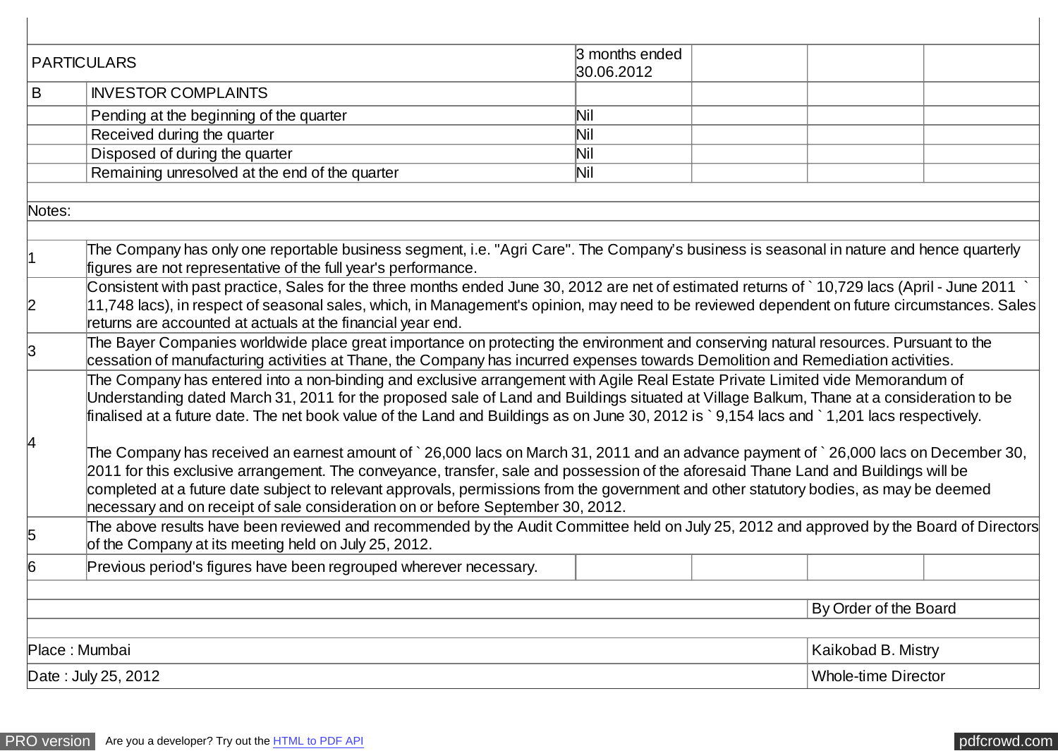| PARTICULARS | | 3 months ended 30.06.2012 | | | |
|---|---|---|---|---|---|
| B | INVESTOR COMPLAINTS | | | | |
| | Pending at the beginning of the quarter | Nil | | | |
| | Received during the quarter | Nil | | | |
| | Disposed of during the quarter | Nil | | | |
| | Remaining unresolved at the end of the quarter | Nil | | | |

Notes:

1. The Company has only one reportable business segment, i.e. "Agri Care". The Company's business is seasonal in nature and hence quarterly figures are not representative of the full year's performance.
2. Consistent with past practice, Sales for the three months ended June 30, 2012 are net of estimated returns of ` 10,729 lacs (April - June 2011 ` 11,748 lacs), in respect of seasonal sales, which, in Management's opinion, may need to be reviewed dependent on future circumstances. Sales returns are accounted at actuals at the financial year end.
3. The Bayer Companies worldwide place great importance on protecting the environment and conserving natural resources. Pursuant to the cessation of manufacturing activities at Thane, the Company has incurred expenses towards Demolition and Remediation activities.
4. The Company has entered into a non-binding and exclusive arrangement with Agile Real Estate Private Limited vide Memorandum of Understanding dated March 31, 2011 for the proposed sale of Land and Buildings situated at Village Balkum, Thane at a consideration to be finalised at a future date. The net book value of the Land and Buildings as on June 30, 2012 is ` 9,154 lacs and ` 1,201 lacs respectively.

   The Company has received an earnest amount of ` 26,000 lacs on March 31, 2011 and an advance payment of ` 26,000 lacs on December 30, 2011 for this exclusive arrangement. The conveyance, transfer, sale and possession of the aforesaid Thane Land and Buildings will be completed at a future date subject to relevant approvals, permissions from the government and other statutory bodies, as may be deemed necessary and on receipt of sale consideration on or before September 30, 2012.
5. The above results have been reviewed and recommended by the Audit Committee held on July 25, 2012 and approved by the Board of Directors of the Company at its meeting held on July 25, 2012.
6. Previous period's figures have been regrouped wherever necessary.

By Order of the Board

Place : Mumbai

Date : July 25, 2012

Kaikobad B. Mistry

Whole-time Director